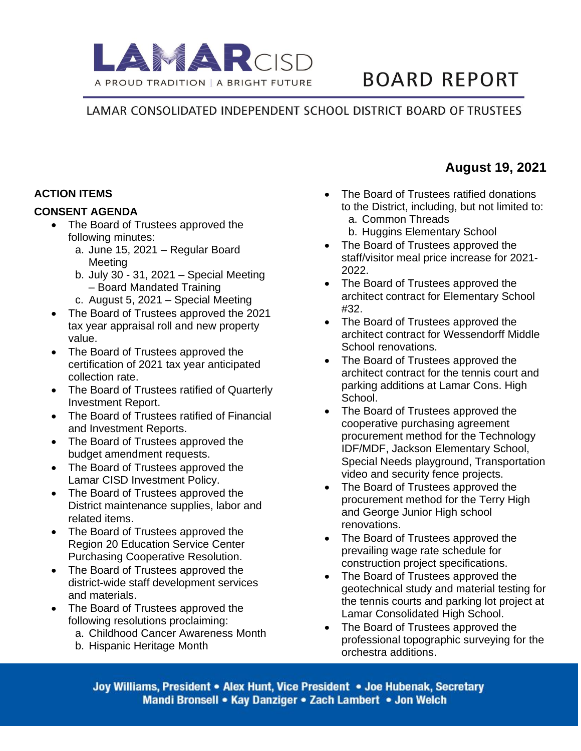LAMAR CISD

A PROUD TRADITION | A BRIGHT FUTURE

# BOARD REPORT

LAMAR CONSOLIDATED INDEPENDENT SCHOOL DISTRICT BOARD OF TRUSTEES

**August 19, 2021**

## ACTION ITEMS

### CONSENT AGENDA

- The Board of Trustees approved the following minutes:
  a. June 15, 2021 – Regular Board Meeting
  b. July 30 - 31, 2021 – Special Meeting – Board Mandated Training
  c. August 5, 2021 – Special Meeting
- The Board of Trustees approved the 2021 tax year appraisal roll and new property value.
- The Board of Trustees approved the certification of 2021 tax year anticipated collection rate.
- The Board of Trustees ratified of Quarterly Investment Report.
- The Board of Trustees ratified of Financial and Investment Reports.
- The Board of Trustees approved the budget amendment requests.
- The Board of Trustees approved the Lamar CISD Investment Policy.
- The Board of Trustees approved the District maintenance supplies, labor and related items.
- The Board of Trustees approved the Region 20 Education Service Center Purchasing Cooperative Resolution.
- The Board of Trustees approved the district-wide staff development services and materials.
- The Board of Trustees approved the following resolutions proclaiming:
  a. Childhood Cancer Awareness Month
  b. Hispanic Heritage Month
- The Board of Trustees ratified donations to the District, including, but not limited to:
  a. Common Threads
  b. Huggins Elementary School
- The Board of Trustees approved the staff/visitor meal price increase for 2021-2022.
- The Board of Trustees approved the architect contract for Elementary School #32.
- The Board of Trustees approved the architect contract for Wessendorff Middle School renovations.
- The Board of Trustees approved the architect contract for the tennis court and parking additions at Lamar Cons. High School.
- The Board of Trustees approved the cooperative purchasing agreement procurement method for the Technology IDF/MDF, Jackson Elementary School, Special Needs playground, Transportation video and security fence projects.
- The Board of Trustees approved the procurement method for the Terry High and George Junior High school renovations.
- The Board of Trustees approved the prevailing wage rate schedule for construction project specifications.
- The Board of Trustees approved the geotechnical study and material testing for the tennis courts and parking lot project at Lamar Consolidated High School.
- The Board of Trustees approved the professional topographic surveying for the orchestra additions.

Joy Williams, President • Alex Hunt, Vice President • Joe Hubenak, Secretary
Mandi Bronsell • Kay Danziger • Zach Lambert • Jon Welch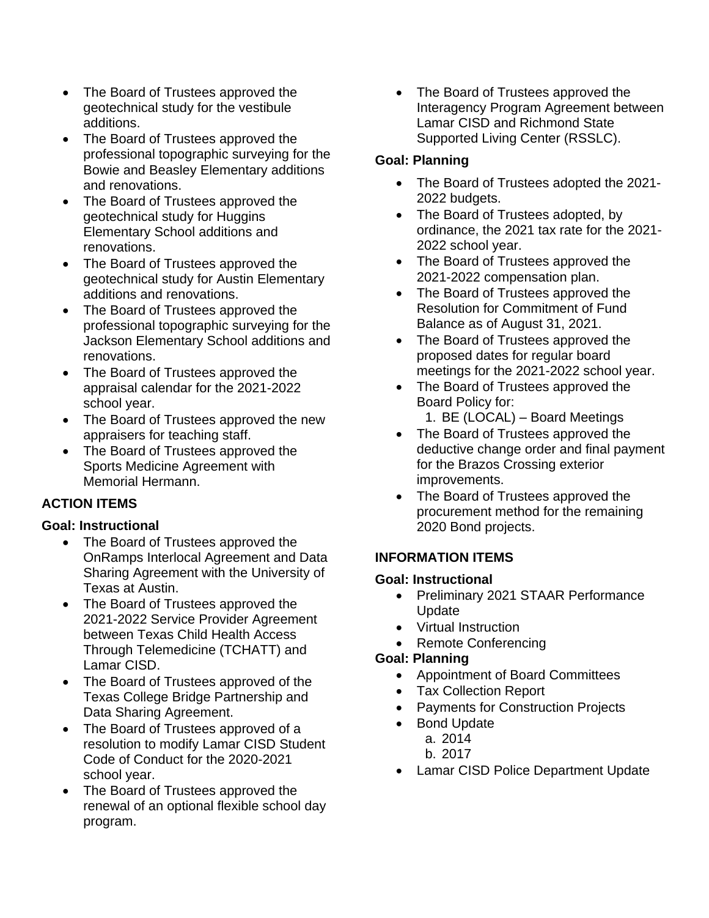- The Board of Trustees approved the geotechnical study for the vestibule additions.
- The Board of Trustees approved the professional topographic surveying for the Bowie and Beasley Elementary additions and renovations.
- The Board of Trustees approved the geotechnical study for Huggins Elementary School additions and renovations.
- The Board of Trustees approved the geotechnical study for Austin Elementary additions and renovations.
- The Board of Trustees approved the professional topographic surveying for the Jackson Elementary School additions and renovations.
- The Board of Trustees approved the appraisal calendar for the 2021-2022 school year.
- The Board of Trustees approved the new appraisers for teaching staff.
- The Board of Trustees approved the Sports Medicine Agreement with Memorial Hermann.

**ACTION ITEMS**

**Goal: Instructional**

- The Board of Trustees approved the OnRamps Interlocal Agreement and Data Sharing Agreement with the University of Texas at Austin.
- The Board of Trustees approved the 2021-2022 Service Provider Agreement between Texas Child Health Access Through Telemedicine (TCHATT) and Lamar CISD.
- The Board of Trustees approved of the Texas College Bridge Partnership and Data Sharing Agreement.
- The Board of Trustees approved of a resolution to modify Lamar CISD Student Code of Conduct for the 2020-2021 school year.
- The Board of Trustees approved the renewal of an optional flexible school day program.
- The Board of Trustees approved the Interagency Program Agreement between Lamar CISD and Richmond State Supported Living Center (RSSLC).

**Goal: Planning**

- The Board of Trustees adopted the 2021-2022 budgets.
- The Board of Trustees adopted, by ordinance, the 2021 tax rate for the 2021-2022 school year.
- The Board of Trustees approved the 2021-2022 compensation plan.
- The Board of Trustees approved the Resolution for Commitment of Fund Balance as of August 31, 2021.
- The Board of Trustees approved the proposed dates for regular board meetings for the 2021-2022 school year.
- The Board of Trustees approved the Board Policy for:
  1. BE (LOCAL) – Board Meetings
- The Board of Trustees approved the deductive change order and final payment for the Brazos Crossing exterior improvements.
- The Board of Trustees approved the procurement method for the remaining 2020 Bond projects.

**INFORMATION ITEMS**

**Goal: Instructional**

- Preliminary 2021 STAAR Performance Update
- Virtual Instruction
- Remote Conferencing

**Goal: Planning**

- Appointment of Board Committees
- Tax Collection Report
- Payments for Construction Projects
- Bond Update
  a. 2014
  b. 2017
- Lamar CISD Police Department Update